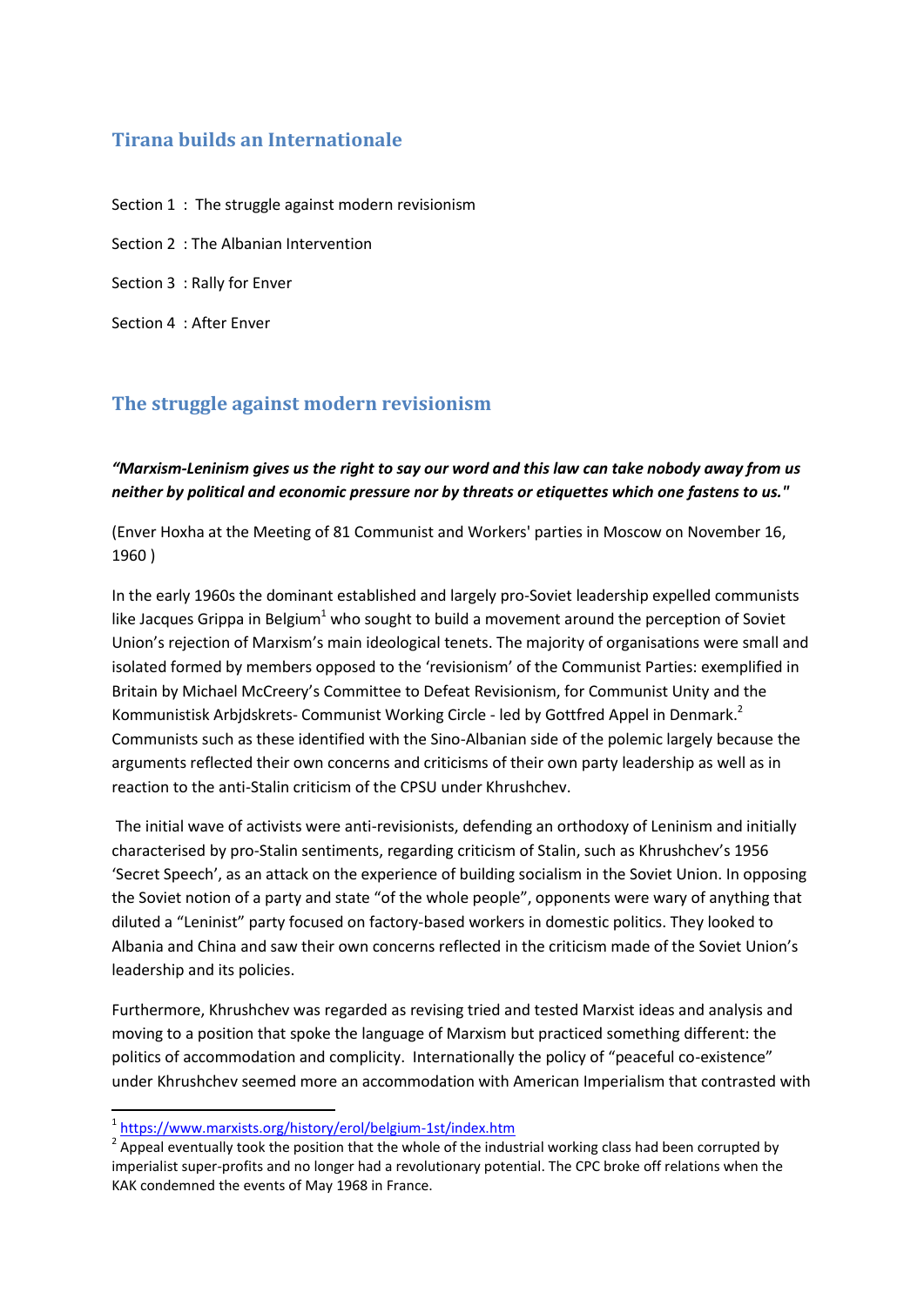# Tirana builds an Internationale

Section 1 : The struggle against modern revisionism

Section 2 : The Albanian Intervention

Section 3 : Rally for Enver

Section 4 : After Enver

## The struggle against modern revisionism

***"Marxism-Leninism gives us the right to say our word and this law can take nobody away from us neither by political and economic pressure nor by threats or etiquettes which one fastens to us."***

(Enver Hoxha at the Meeting of 81 Communist and Workers' parties in Moscow on November 16, 1960 )

In the early 1960s the dominant established and largely pro-Soviet leadership expelled communists like Jacques Grippa in Belgium[1] who sought to build a movement around the perception of Soviet Union's rejection of Marxism's main ideological tenets. The majority of organisations were small and isolated formed by members opposed to the 'revisionism' of the Communist Parties: exemplified in Britain by Michael McCreery's Committee to Defeat Revisionism, for Communist Unity and the Kommunistisk Arbjdskrets- Communist Working Circle - led by Gottfred Appel in Denmark.[2] Communists such as these identified with the Sino-Albanian side of the polemic largely because the arguments reflected their own concerns and criticisms of their own party leadership as well as in reaction to the anti-Stalin criticism of the CPSU under Khrushchev.

The initial wave of activists were anti-revisionists, defending an orthodoxy of Leninism and initially characterised by pro-Stalin sentiments, regarding criticism of Stalin, such as Khrushchev's 1956 'Secret Speech', as an attack on the experience of building socialism in the Soviet Union. In opposing the Soviet notion of a party and state "of the whole people", opponents were wary of anything that diluted a "Leninist" party focused on factory-based workers in domestic politics. They looked to Albania and China and saw their own concerns reflected in the criticism made of the Soviet Union's leadership and its policies.

Furthermore, Khrushchev was regarded as revising tried and tested Marxist ideas and analysis and moving to a position that spoke the language of Marxism but practiced something different: the politics of accommodation and complicity. Internationally the policy of "peaceful co-existence" under Khrushchev seemed more an accommodation with American Imperialism that contrasted with

---

[1] https://www.marxists.org/history/erol/belgium-1st/index.htm

[2] Appeal eventually took the position that the whole of the industrial working class had been corrupted by imperialist super-profits and no longer had a revolutionary potential. The CPC broke off relations when the KAK condemned the events of May 1968 in France.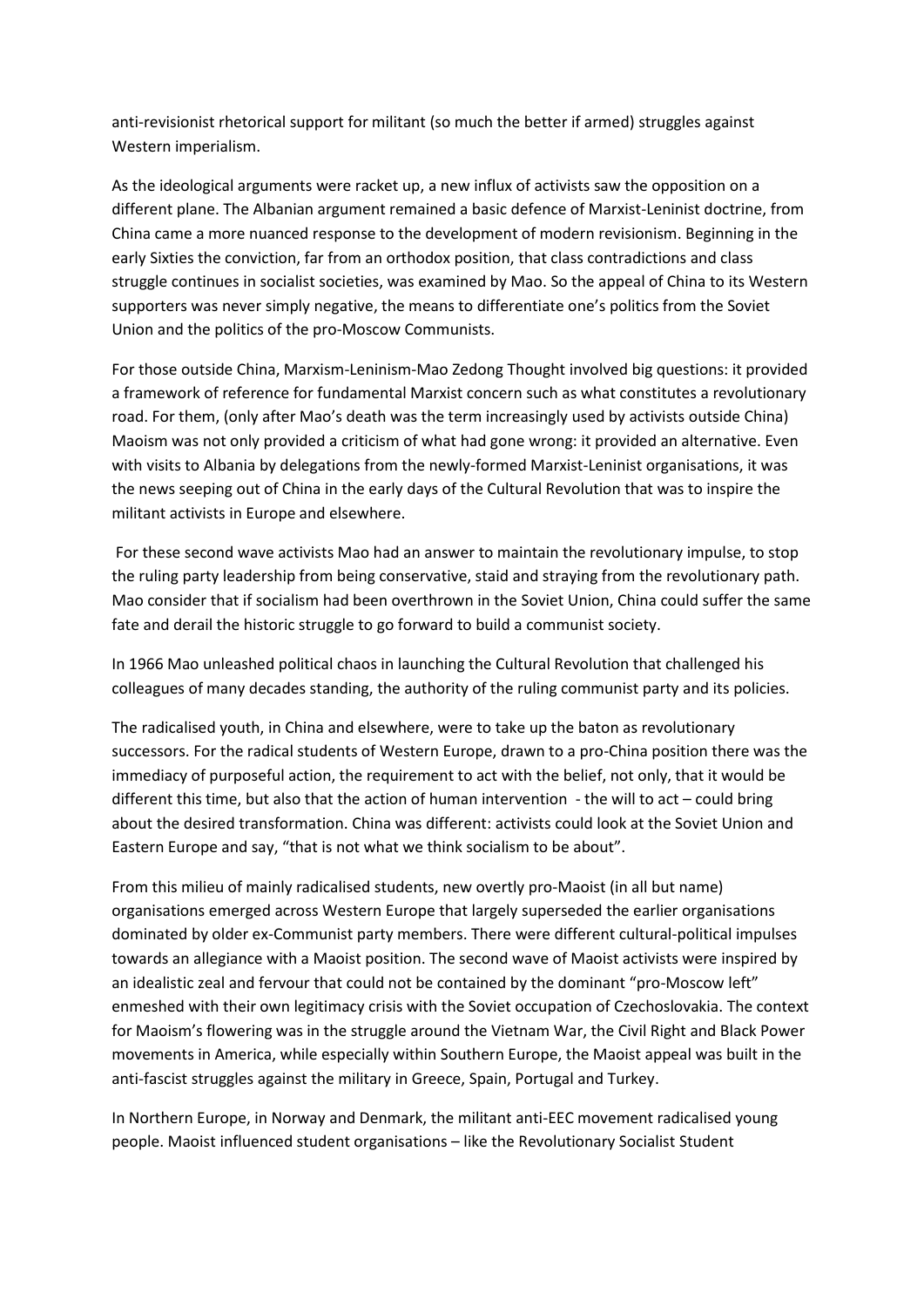anti-revisionist rhetorical support for militant (so much the better if armed) struggles against Western imperialism.

As the ideological arguments were racket up, a new influx of activists saw the opposition on a different plane. The Albanian argument remained a basic defence of Marxist-Leninist doctrine, from China came a more nuanced response to the development of modern revisionism. Beginning in the early Sixties the conviction, far from an orthodox position, that class contradictions and class struggle continues in socialist societies, was examined by Mao. So the appeal of China to its Western supporters was never simply negative, the means to differentiate one's politics from the Soviet Union and the politics of the pro-Moscow Communists.

For those outside China, Marxism-Leninism-Mao Zedong Thought involved big questions: it provided a framework of reference for fundamental Marxist concern such as what constitutes a revolutionary road. For them, (only after Mao's death was the term increasingly used by activists outside China) Maoism was not only provided a criticism of what had gone wrong: it provided an alternative. Even with visits to Albania by delegations from the newly-formed Marxist-Leninist organisations, it was the news seeping out of China in the early days of the Cultural Revolution that was to inspire the militant activists in Europe and elsewhere.

For these second wave activists Mao had an answer to maintain the revolutionary impulse, to stop the ruling party leadership from being conservative, staid and straying from the revolutionary path. Mao consider that if socialism had been overthrown in the Soviet Union, China could suffer the same fate and derail the historic struggle to go forward to build a communist society.

In 1966 Mao unleashed political chaos in launching the Cultural Revolution that challenged his colleagues of many decades standing, the authority of the ruling communist party and its policies.

The radicalised youth, in China and elsewhere, were to take up the baton as revolutionary successors. For the radical students of Western Europe, drawn to a pro-China position there was the immediacy of purposeful action, the requirement to act with the belief, not only, that it would be different this time, but also that the action of human intervention - the will to act – could bring about the desired transformation. China was different: activists could look at the Soviet Union and Eastern Europe and say, "that is not what we think socialism to be about".

From this milieu of mainly radicalised students, new overtly pro-Maoist (in all but name) organisations emerged across Western Europe that largely superseded the earlier organisations dominated by older ex-Communist party members. There were different cultural-political impulses towards an allegiance with a Maoist position. The second wave of Maoist activists were inspired by an idealistic zeal and fervour that could not be contained by the dominant "pro-Moscow left" enmeshed with their own legitimacy crisis with the Soviet occupation of Czechoslovakia. The context for Maoism's flowering was in the struggle around the Vietnam War, the Civil Right and Black Power movements in America, while especially within Southern Europe, the Maoist appeal was built in the anti-fascist struggles against the military in Greece, Spain, Portugal and Turkey.

In Northern Europe, in Norway and Denmark, the militant anti-EEC movement radicalised young people. Maoist influenced student organisations – like the Revolutionary Socialist Student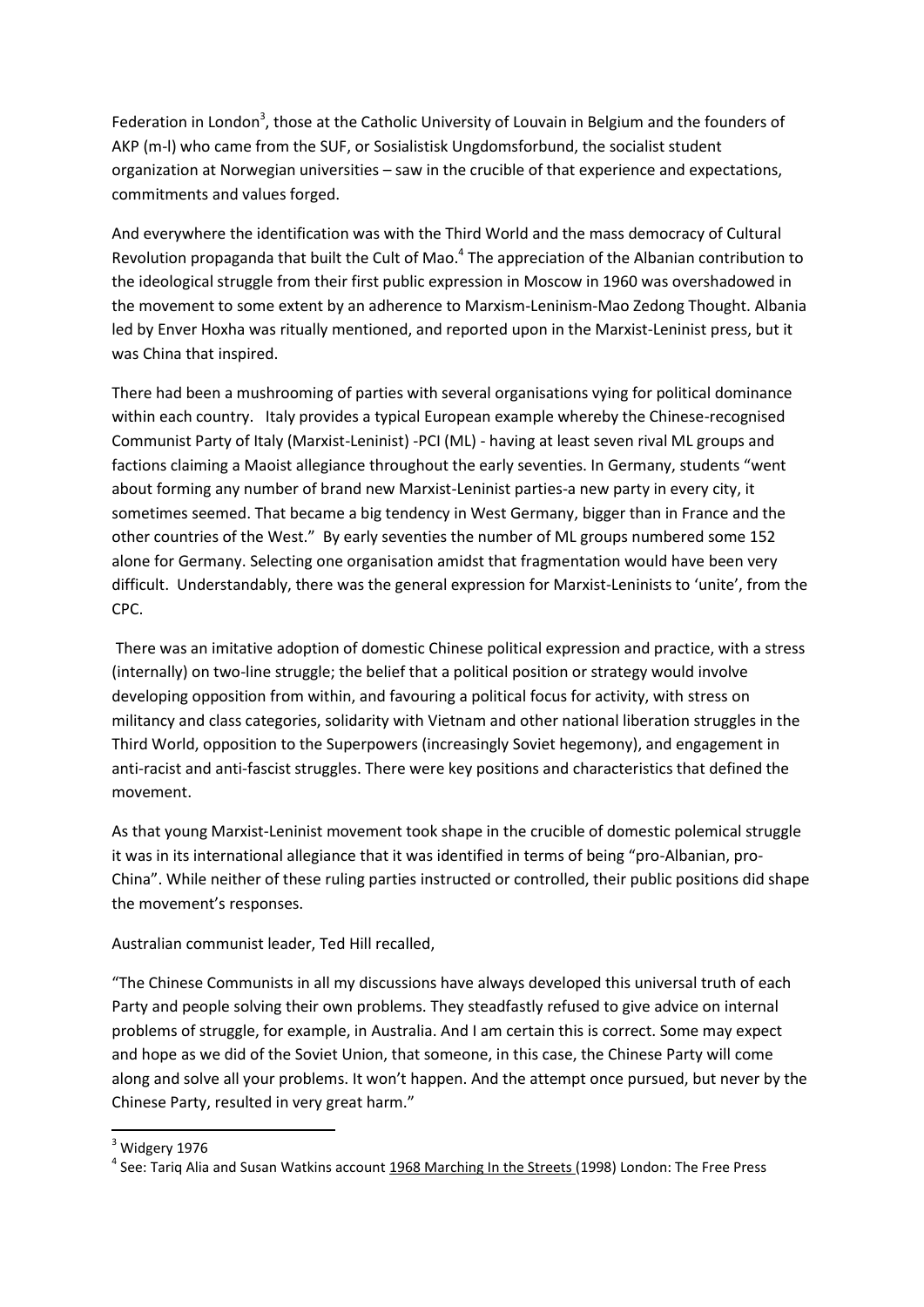Federation in London[3], those at the Catholic University of Louvain in Belgium and the founders of AKP (m-l) who came from the SUF, or Sosialistisk Ungdomsforbund, the socialist student organization at Norwegian universities – saw in the crucible of that experience and expectations, commitments and values forged.

And everywhere the identification was with the Third World and the mass democracy of Cultural Revolution propaganda that built the Cult of Mao.[4] The appreciation of the Albanian contribution to the ideological struggle from their first public expression in Moscow in 1960 was overshadowed in the movement to some extent by an adherence to Marxism-Leninism-Mao Zedong Thought. Albania led by Enver Hoxha was ritually mentioned, and reported upon in the Marxist-Leninist press, but it was China that inspired.

There had been a mushrooming of parties with several organisations vying for political dominance within each country. Italy provides a typical European example whereby the Chinese-recognised Communist Party of Italy (Marxist-Leninist) -PCI (ML) - having at least seven rival ML groups and factions claiming a Maoist allegiance throughout the early seventies. In Germany, students "went about forming any number of brand new Marxist-Leninist parties-a new party in every city, it sometimes seemed. That became a big tendency in West Germany, bigger than in France and the other countries of the West." By early seventies the number of ML groups numbered some 152 alone for Germany. Selecting one organisation amidst that fragmentation would have been very difficult. Understandably, there was the general expression for Marxist-Leninists to 'unite', from the CPC.

There was an imitative adoption of domestic Chinese political expression and practice, with a stress (internally) on two-line struggle; the belief that a political position or strategy would involve developing opposition from within, and favouring a political focus for activity, with stress on militancy and class categories, solidarity with Vietnam and other national liberation struggles in the Third World, opposition to the Superpowers (increasingly Soviet hegemony), and engagement in anti-racist and anti-fascist struggles. There were key positions and characteristics that defined the movement.

As that young Marxist-Leninist movement took shape in the crucible of domestic polemical struggle it was in its international allegiance that it was identified in terms of being "pro-Albanian, pro-China". While neither of these ruling parties instructed or controlled, their public positions did shape the movement's responses.

Australian communist leader, Ted Hill recalled,

"The Chinese Communists in all my discussions have always developed this universal truth of each Party and people solving their own problems. They steadfastly refused to give advice on internal problems of struggle, for example, in Australia. And I am certain this is correct. Some may expect and hope as we did of the Soviet Union, that someone, in this case, the Chinese Party will come along and solve all your problems. It won't happen. And the attempt once pursued, but never by the Chinese Party, resulted in very great harm."

---

[3] Widgery 1976

[4] See: Tariq Alia and Susan Watkins account 1968 Marching In the Streets (1998) London: The Free Press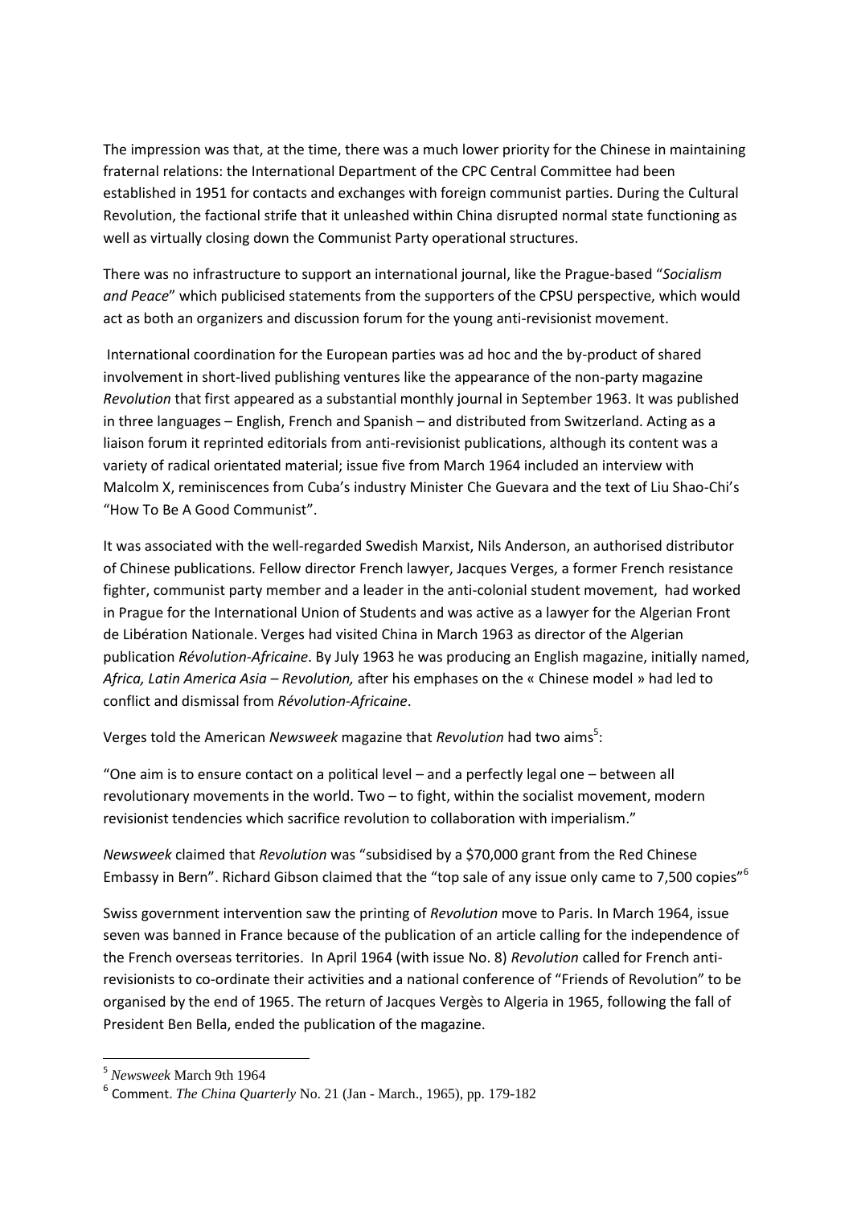The impression was that, at the time, there was a much lower priority for the Chinese in maintaining fraternal relations: the International Department of the CPC Central Committee had been established in 1951 for contacts and exchanges with foreign communist parties. During the Cultural Revolution, the factional strife that it unleashed within China disrupted normal state functioning as well as virtually closing down the Communist Party operational structures.

There was no infrastructure to support an international journal, like the Prague-based "*Socialism and Peace*" which publicised statements from the supporters of the CPSU perspective, which would act as both an organizers and discussion forum for the young anti-revisionist movement.

International coordination for the European parties was ad hoc and the by-product of shared involvement in short-lived publishing ventures like the appearance of the non-party magazine *Revolution* that first appeared as a substantial monthly journal in September 1963. It was published in three languages – English, French and Spanish – and distributed from Switzerland. Acting as a liaison forum it reprinted editorials from anti-revisionist publications, although its content was a variety of radical orientated material; issue five from March 1964 included an interview with Malcolm X, reminiscences from Cuba's industry Minister Che Guevara and the text of Liu Shao-Chi's "How To Be A Good Communist".

It was associated with the well-regarded Swedish Marxist, Nils Anderson, an authorised distributor of Chinese publications. Fellow director French lawyer, Jacques Verges, a former French resistance fighter, communist party member and a leader in the anti-colonial student movement, had worked in Prague for the International Union of Students and was active as a lawyer for the Algerian Front de Libération Nationale. Verges had visited China in March 1963 as director of the Algerian publication *Révolution-Africaine*. By July 1963 he was producing an English magazine, initially named, *Africa, Latin America Asia – Revolution,* after his emphases on the « Chinese model » had led to conflict and dismissal from *Révolution-Africaine*.

Verges told the American *Newsweek* magazine that *Revolution* had two aims[5]:

"One aim is to ensure contact on a political level – and a perfectly legal one – between all revolutionary movements in the world. Two – to fight, within the socialist movement, modern revisionist tendencies which sacrifice revolution to collaboration with imperialism."

*Newsweek* claimed that *Revolution* was "subsidised by a $70,000 grant from the Red Chinese Embassy in Bern". Richard Gibson claimed that the "top sale of any issue only came to 7,500 copies"[6]

Swiss government intervention saw the printing of *Revolution* move to Paris. In March 1964, issue seven was banned in France because of the publication of an article calling for the independence of the French overseas territories. In April 1964 (with issue No. 8) *Revolution* called for French anti-revisionists to co-ordinate their activities and a national conference of "Friends of Revolution" to be organised by the end of 1965. The return of Jacques Vergès to Algeria in 1965, following the fall of President Ben Bella, ended the publication of the magazine.

---

[5] *Newsweek* March 9th 1964

[6] Comment. *The China Quarterly* No. 21 (Jan - March., 1965), pp. 179-182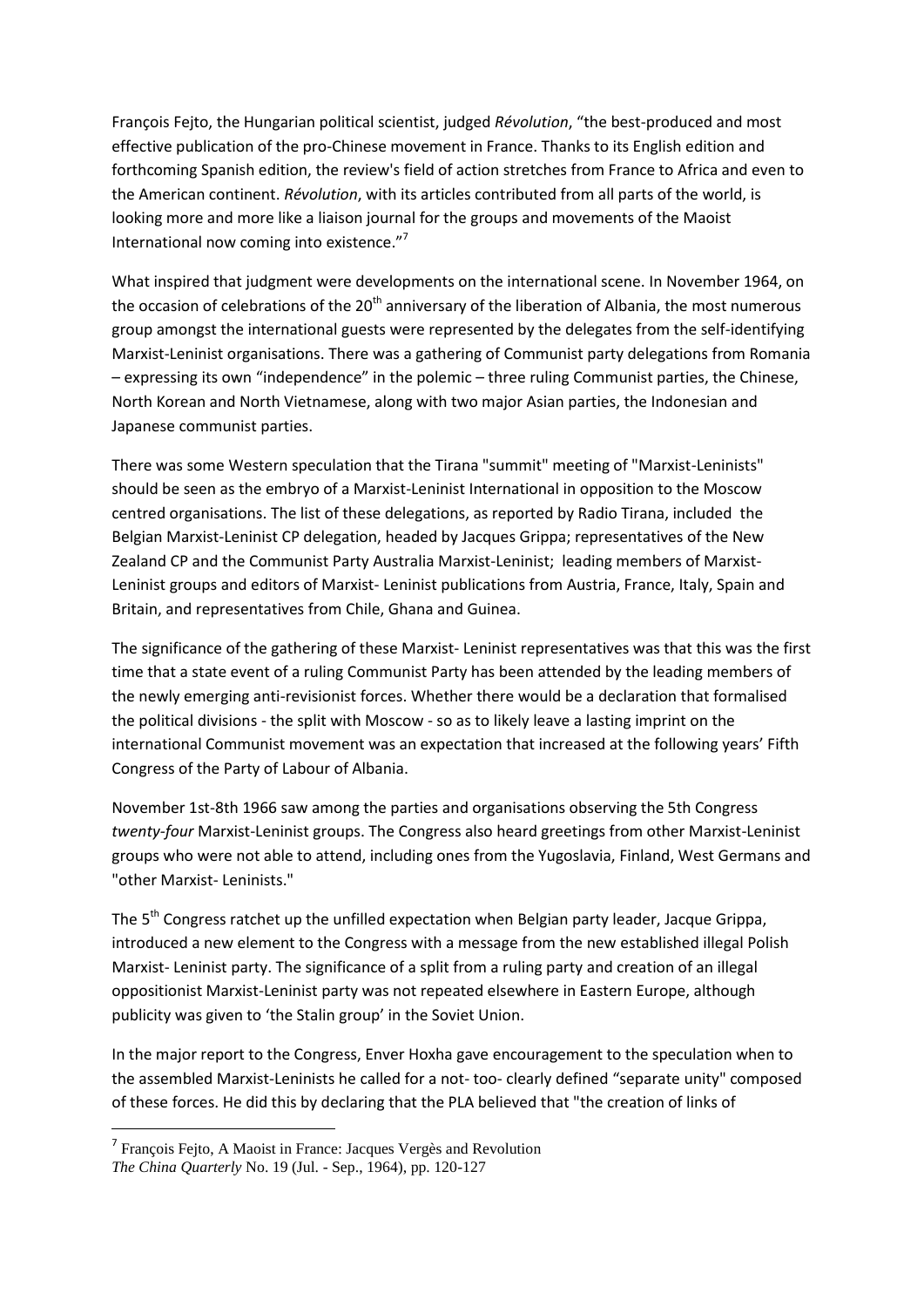François Fejto, the Hungarian political scientist, judged *Révolution*, "the best-produced and most effective publication of the pro-Chinese movement in France. Thanks to its English edition and forthcoming Spanish edition, the review's field of action stretches from France to Africa and even to the American continent. *Révolution*, with its articles contributed from all parts of the world, is looking more and more like a liaison journal for the groups and movements of the Maoist International now coming into existence."[7]

What inspired that judgment were developments on the international scene. In November 1964, on the occasion of celebrations of the 20th anniversary of the liberation of Albania, the most numerous group amongst the international guests were represented by the delegates from the self-identifying Marxist-Leninist organisations. There was a gathering of Communist party delegations from Romania – expressing its own "independence" in the polemic – three ruling Communist parties, the Chinese, North Korean and North Vietnamese, along with two major Asian parties, the Indonesian and Japanese communist parties.

There was some Western speculation that the Tirana "summit" meeting of "Marxist-Leninists" should be seen as the embryo of a Marxist-Leninist International in opposition to the Moscow centred organisations. The list of these delegations, as reported by Radio Tirana, included the Belgian Marxist-Leninist CP delegation, headed by Jacques Grippa; representatives of the New Zealand CP and the Communist Party Australia Marxist-Leninist; leading members of Marxist-Leninist groups and editors of Marxist- Leninist publications from Austria, France, Italy, Spain and Britain, and representatives from Chile, Ghana and Guinea.

The significance of the gathering of these Marxist- Leninist representatives was that this was the first time that a state event of a ruling Communist Party has been attended by the leading members of the newly emerging anti-revisionist forces. Whether there would be a declaration that formalised the political divisions - the split with Moscow - so as to likely leave a lasting imprint on the international Communist movement was an expectation that increased at the following years' Fifth Congress of the Party of Labour of Albania.

November 1st-8th 1966 saw among the parties and organisations observing the 5th Congress *twenty-four* Marxist-Leninist groups. The Congress also heard greetings from other Marxist-Leninist groups who were not able to attend, including ones from the Yugoslavia, Finland, West Germans and "other Marxist- Leninists."

The 5th Congress ratchet up the unfilled expectation when Belgian party leader, Jacque Grippa, introduced a new element to the Congress with a message from the new established illegal Polish Marxist- Leninist party. The significance of a split from a ruling party and creation of an illegal oppositionist Marxist-Leninist party was not repeated elsewhere in Eastern Europe, although publicity was given to 'the Stalin group' in the Soviet Union.

In the major report to the Congress, Enver Hoxha gave encouragement to the speculation when to the assembled Marxist-Leninists he called for a not- too- clearly defined "separate unity" composed of these forces. He did this by declaring that the PLA believed that "the creation of links of

---

[7] François Fejto, A Maoist in France: Jacques Vergès and Revolution *The China Quarterly* No. 19 (Jul. - Sep., 1964), pp. 120-127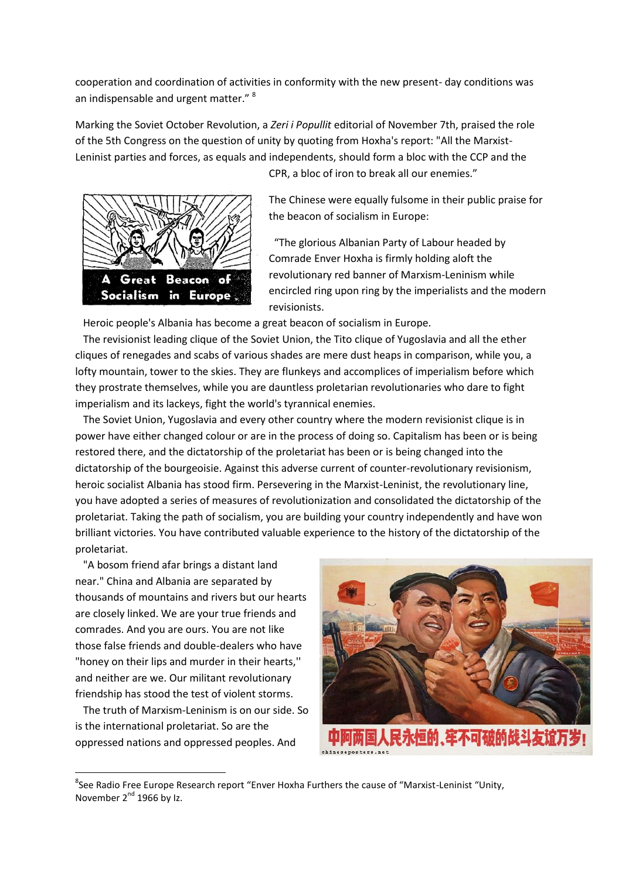cooperation and coordination of activities in conformity with the new present- day conditions was an indispensable and urgent matter." [8]

Marking the Soviet October Revolution, a *Zeri i Popullit* editorial of November 7th, praised the role of the 5th Congress on the question of unity by quoting from Hoxha's report: "All the Marxist-Leninist parties and forces, as equals and independents, should form a bloc with the CCP and the CPR, a bloc of iron to break all our enemies."

The Chinese were equally fulsome in their public praise for the beacon of socialism in Europe:

"The glorious Albanian Party of Labour headed by Comrade Enver Hoxha is firmly holding aloft the revolutionary red banner of Marxism-Leninism while encircled ring upon ring by the imperialists and the modern revisionists.

Heroic people's Albania has become a great beacon of socialism in Europe.

The revisionist leading clique of the Soviet Union, the Tito clique of Yugoslavia and all the ether cliques of renegades and scabs of various shades are mere dust heaps in comparison, while you, a lofty mountain, tower to the skies. They are flunkeys and accomplices of imperialism before which they prostrate themselves, while you are dauntless proletarian revolutionaries who dare to fight imperialism and its lackeys, fight the world's tyrannical enemies.

The Soviet Union, Yugoslavia and every other country where the modern revisionist clique is in power have either changed colour or are in the process of doing so. Capitalism has been or is being restored there, and the dictatorship of the proletariat has been or is being changed into the dictatorship of the bourgeoisie. Against this adverse current of counter-revolutionary revisionism, heroic socialist Albania has stood firm. Persevering in the Marxist-Leninist, the revolutionary line, you have adopted a series of measures of revolutionization and consolidated the dictatorship of the proletariat. Taking the path of socialism, you are building your country independently and have won brilliant victories. You have contributed valuable experience to the history of the dictatorship of the proletariat.

"A bosom friend afar brings a distant land near." China and Albania are separated by thousands of mountains and rivers but our hearts are closely linked. We are your true friends and comrades. And you are ours. You are not like those false friends and double-dealers who have "honey on their lips and murder in their hearts," and neither are we. Our militant revolutionary friendship has stood the test of violent storms.

The truth of Marxism-Leninism is on our side. So is the international proletariat. So are the oppressed nations and oppressed peoples. And

---

[8] See Radio Free Europe Research report "Enver Hoxha Furthers the cause of "Marxist-Leninist "Unity, November 2nd 1966 by Iz.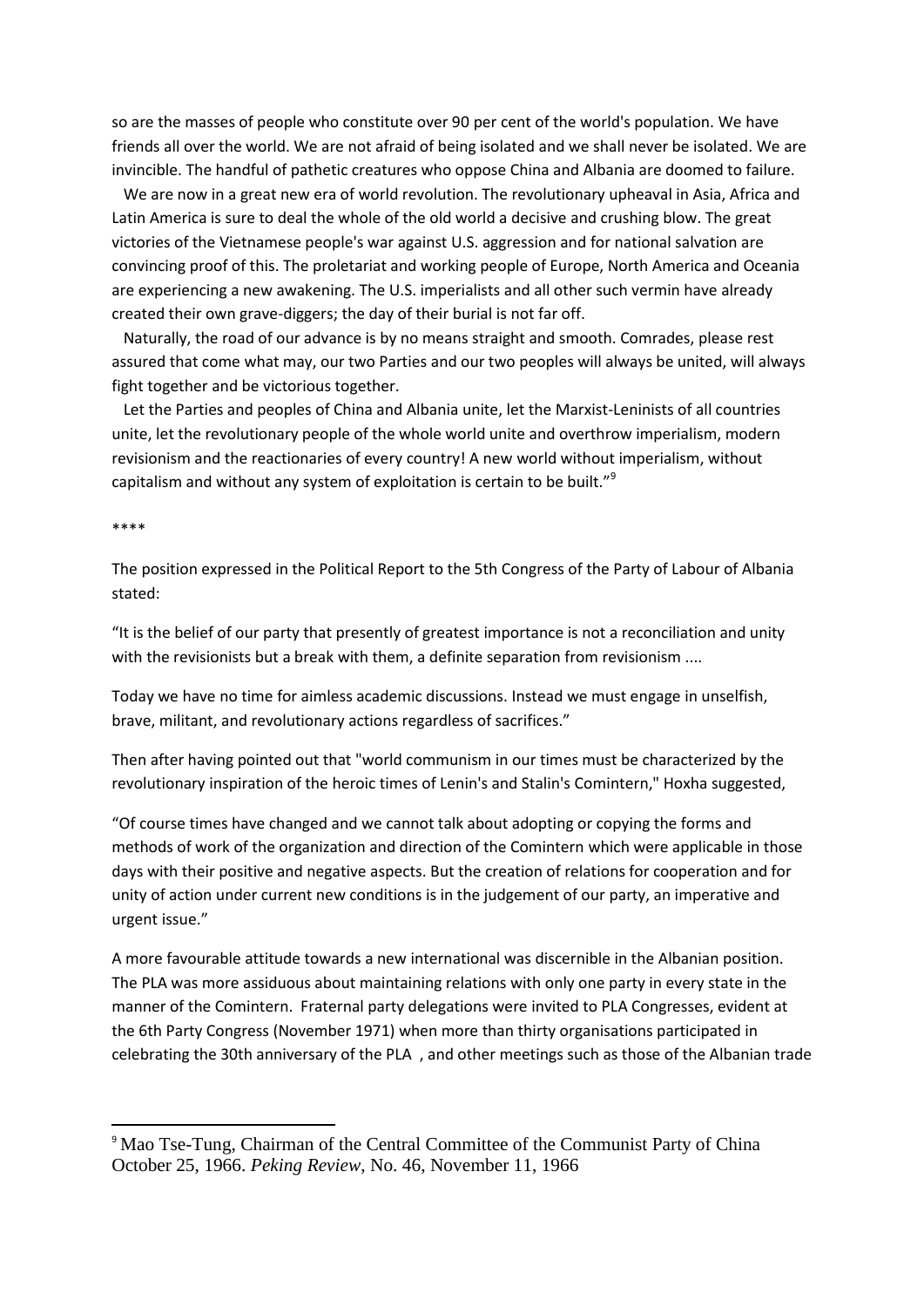so are the masses of people who constitute over 90 per cent of the world's population. We have friends all over the world. We are not afraid of being isolated and we shall never be isolated. We are invincible. The handful of pathetic creatures who oppose China and Albania are doomed to failure.

We are now in a great new era of world revolution. The revolutionary upheaval in Asia, Africa and Latin America is sure to deal the whole of the old world a decisive and crushing blow. The great victories of the Vietnamese people's war against U.S. aggression and for national salvation are convincing proof of this. The proletariat and working people of Europe, North America and Oceania are experiencing a new awakening. The U.S. imperialists and all other such vermin have already created their own grave-diggers; the day of their burial is not far off.

Naturally, the road of our advance is by no means straight and smooth. Comrades, please rest assured that come what may, our two Parties and our two peoples will always be united, will always fight together and be victorious together.

Let the Parties and peoples of China and Albania unite, let the Marxist-Leninists of all countries unite, let the revolutionary people of the whole world unite and overthrow imperialism, modern revisionism and the reactionaries of every country! A new world without imperialism, without capitalism and without any system of exploitation is certain to be built."[9]

****

The position expressed in the Political Report to the 5th Congress of the Party of Labour of Albania stated:

"It is the belief of our party that presently of greatest importance is not a reconciliation and unity with the revisionists but a break with them, a definite separation from revisionism ....

Today we have no time for aimless academic discussions. Instead we must engage in unselfish, brave, militant, and revolutionary actions regardless of sacrifices."

Then after having pointed out that "world communism in our times must be characterized by the revolutionary inspiration of the heroic times of Lenin's and Stalin's Comintern," Hoxha suggested,

"Of course times have changed and we cannot talk about adopting or copying the forms and methods of work of the organization and direction of the Comintern which were applicable in those days with their positive and negative aspects. But the creation of relations for cooperation and for unity of action under current new conditions is in the judgement of our party, an imperative and urgent issue."

A more favourable attitude towards a new international was discernible in the Albanian position. The PLA was more assiduous about maintaining relations with only one party in every state in the manner of the Comintern. Fraternal party delegations were invited to PLA Congresses, evident at the 6th Party Congress (November 1971) when more than thirty organisations participated in celebrating the 30th anniversary of the PLA , and other meetings such as those of the Albanian trade

[9] Mao Tse-Tung, Chairman of the Central Committee of the Communist Party of China October 25, 1966. *Peking Review*, No. 46, November 11, 1966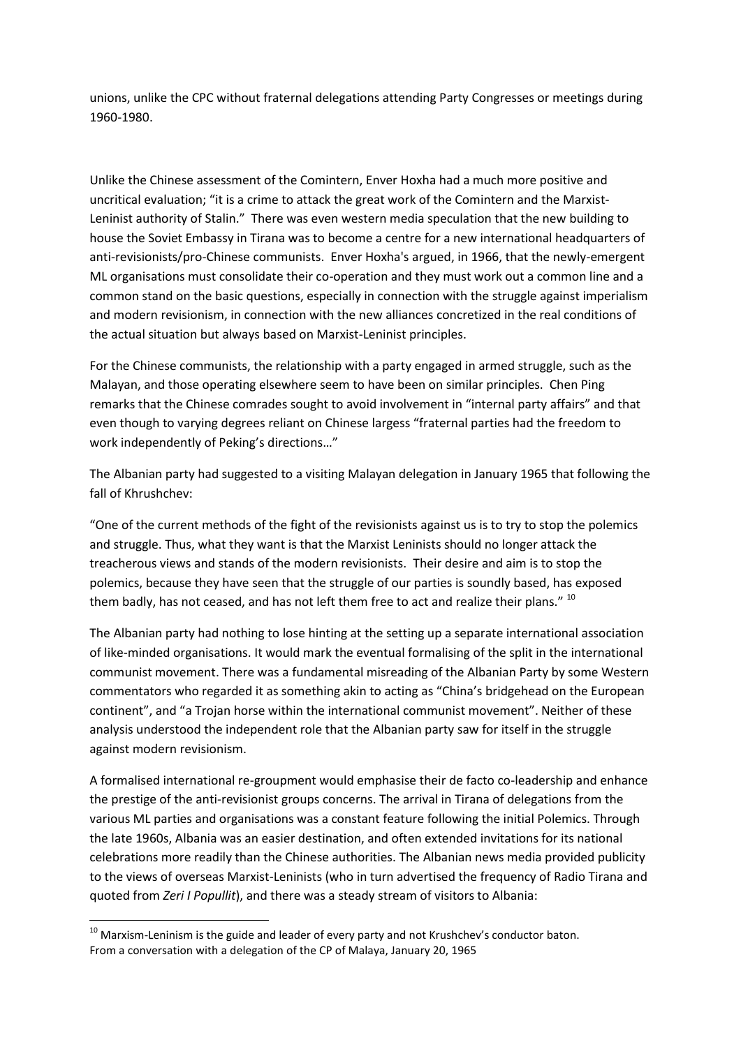unions, unlike the CPC without fraternal delegations attending Party Congresses or meetings during 1960-1980.

Unlike the Chinese assessment of the Comintern, Enver Hoxha had a much more positive and uncritical evaluation; "it is a crime to attack the great work of the Comintern and the Marxist-Leninist authority of Stalin." There was even western media speculation that the new building to house the Soviet Embassy in Tirana was to become a centre for a new international headquarters of anti-revisionists/pro-Chinese communists. Enver Hoxha's argued, in 1966, that the newly-emergent ML organisations must consolidate their co-operation and they must work out a common line and a common stand on the basic questions, especially in connection with the struggle against imperialism and modern revisionism, in connection with the new alliances concretized in the real conditions of the actual situation but always based on Marxist-Leninist principles.

For the Chinese communists, the relationship with a party engaged in armed struggle, such as the Malayan, and those operating elsewhere seem to have been on similar principles. Chen Ping remarks that the Chinese comrades sought to avoid involvement in "internal party affairs" and that even though to varying degrees reliant on Chinese largess "fraternal parties had the freedom to work independently of Peking's directions…"

The Albanian party had suggested to a visiting Malayan delegation in January 1965 that following the fall of Khrushchev:

"One of the current methods of the fight of the revisionists against us is to try to stop the polemics and struggle. Thus, what they want is that the Marxist Leninists should no longer attack the treacherous views and stands of the modern revisionists. Their desire and aim is to stop the polemics, because they have seen that the struggle of our parties is soundly based, has exposed them badly, has not ceased, and has not left them free to act and realize their plans." [10]

The Albanian party had nothing to lose hinting at the setting up a separate international association of like-minded organisations. It would mark the eventual formalising of the split in the international communist movement. There was a fundamental misreading of the Albanian Party by some Western commentators who regarded it as something akin to acting as "China's bridgehead on the European continent", and "a Trojan horse within the international communist movement". Neither of these analysis understood the independent role that the Albanian party saw for itself in the struggle against modern revisionism.

A formalised international re-groupment would emphasise their de facto co-leadership and enhance the prestige of the anti-revisionist groups concerns. The arrival in Tirana of delegations from the various ML parties and organisations was a constant feature following the initial Polemics. Through the late 1960s, Albania was an easier destination, and often extended invitations for its national celebrations more readily than the Chinese authorities. The Albanian news media provided publicity to the views of overseas Marxist-Leninists (who in turn advertised the frequency of Radio Tirana and quoted from *Zeri I Popullit*), and there was a steady stream of visitors to Albania:

[10] Marxism-Leninism is the guide and leader of every party and not Krushchev's conductor baton. From a conversation with a delegation of the CP of Malaya, January 20, 1965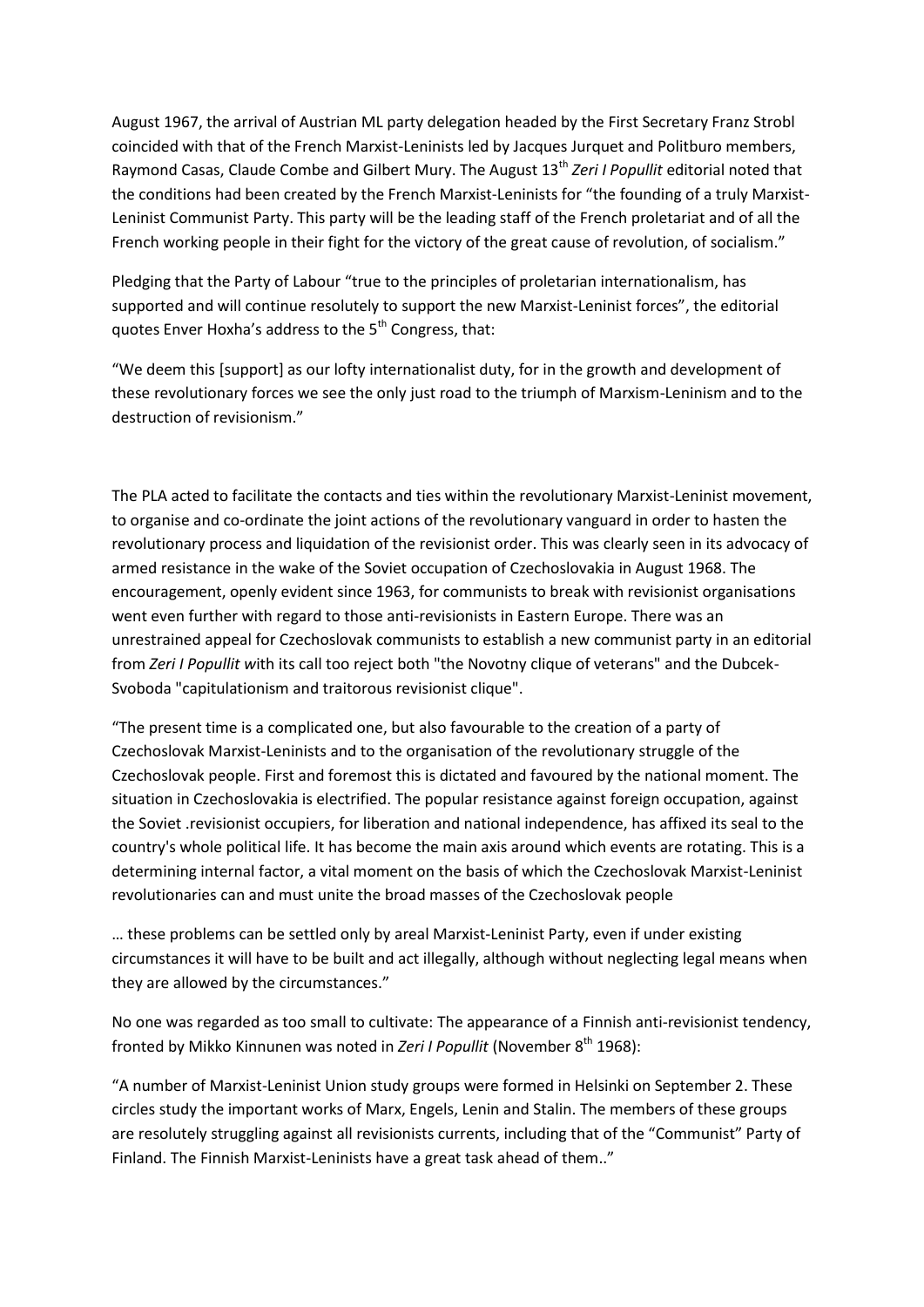August 1967, the arrival of Austrian ML party delegation headed by the First Secretary Franz Strobl coincided with that of the French Marxist-Leninists led by Jacques Jurquet and Politburo members, Raymond Casas, Claude Combe and Gilbert Mury. The August 13th *Zeri I Popullit* editorial noted that the conditions had been created by the French Marxist-Leninists for "the founding of a truly Marxist-Leninist Communist Party. This party will be the leading staff of the French proletariat and of all the French working people in their fight for the victory of the great cause of revolution, of socialism."

Pledging that the Party of Labour "true to the principles of proletarian internationalism, has supported and will continue resolutely to support the new Marxist-Leninist forces", the editorial quotes Enver Hoxha's address to the 5th Congress, that:

"We deem this [support] as our lofty internationalist duty, for in the growth and development of these revolutionary forces we see the only just road to the triumph of Marxism-Leninism and to the destruction of revisionism."

The PLA acted to facilitate the contacts and ties within the revolutionary Marxist-Leninist movement, to organise and co-ordinate the joint actions of the revolutionary vanguard in order to hasten the revolutionary process and liquidation of the revisionist order. This was clearly seen in its advocacy of armed resistance in the wake of the Soviet occupation of Czechoslovakia in August 1968. The encouragement, openly evident since 1963, for communists to break with revisionist organisations went even further with regard to those anti-revisionists in Eastern Europe. There was an unrestrained appeal for Czechoslovak communists to establish a new communist party in an editorial from *Zeri I Popullit* with its call too reject both "the Novotny clique of veterans" and the Dubcek-Svoboda "capitulationism and traitorous revisionist clique".

"The present time is a complicated one, but also favourable to the creation of a party of Czechoslovak Marxist-Leninists and to the organisation of the revolutionary struggle of the Czechoslovak people. First and foremost this is dictated and favoured by the national moment. The situation in Czechoslovakia is electrified. The popular resistance against foreign occupation, against the Soviet .revisionist occupiers, for liberation and national independence, has affixed its seal to the country's whole political life. It has become the main axis around which events are rotating. This is a determining internal factor, a vital moment on the basis of which the Czechoslovak Marxist-Leninist revolutionaries can and must unite the broad masses of the Czechoslovak people

… these problems can be settled only by areal Marxist-Leninist Party, even if under existing circumstances it will have to be built and act illegally, although without neglecting legal means when they are allowed by the circumstances."

No one was regarded as too small to cultivate: The appearance of a Finnish anti-revisionist tendency, fronted by Mikko Kinnunen was noted in *Zeri I Popullit* (November 8th 1968):

"A number of Marxist-Leninist Union study groups were formed in Helsinki on September 2. These circles study the important works of Marx, Engels, Lenin and Stalin. The members of these groups are resolutely struggling against all revisionists currents, including that of the "Communist" Party of Finland. The Finnish Marxist-Leninists have a great task ahead of them.."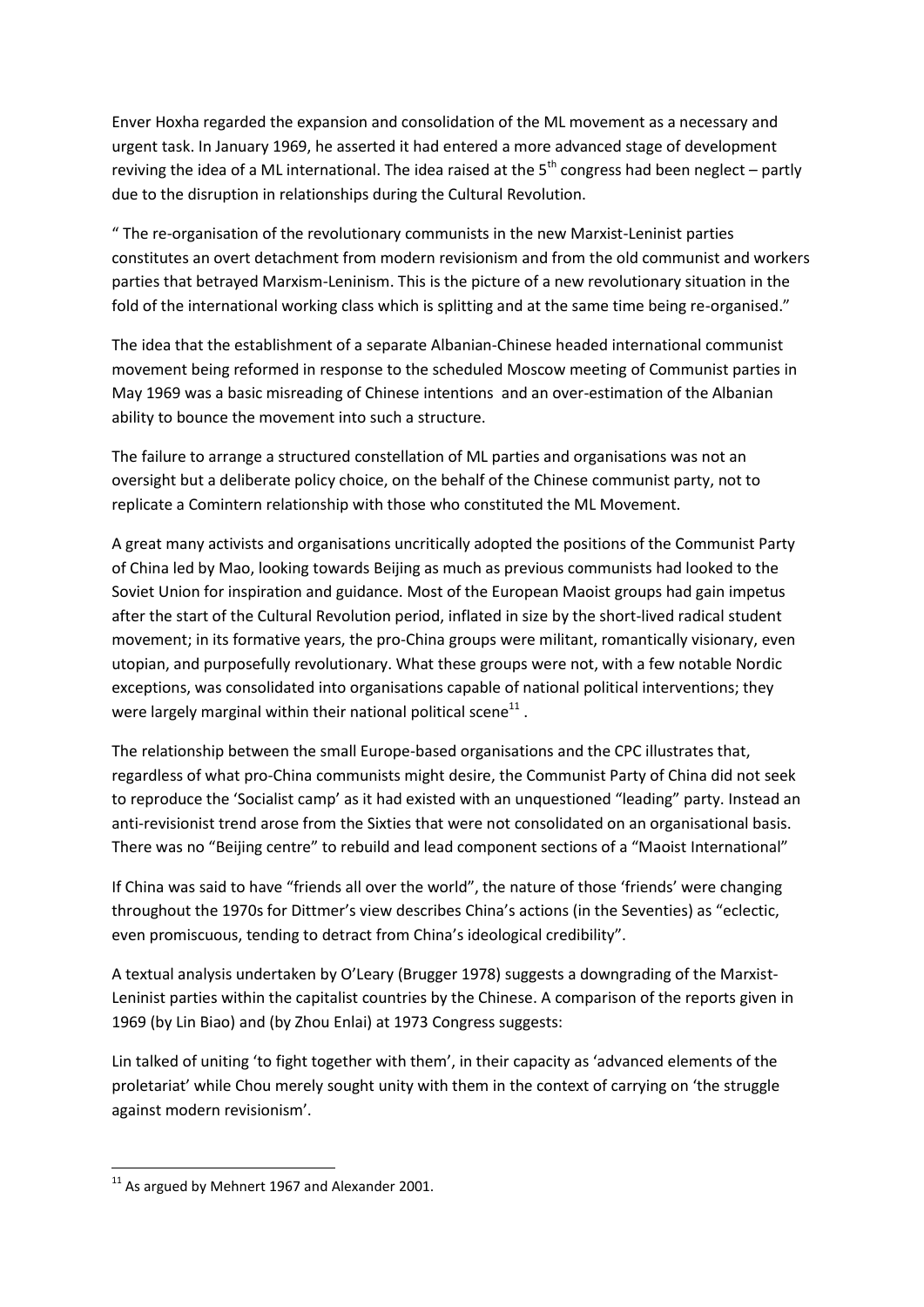Enver Hoxha regarded the expansion and consolidation of the ML movement as a necessary and urgent task. In January 1969, he asserted it had entered a more advanced stage of development reviving the idea of a ML international. The idea raised at the 5th congress had been neglect – partly due to the disruption in relationships during the Cultural Revolution.

" The re-organisation of the revolutionary communists in the new Marxist-Leninist parties constitutes an overt detachment from modern revisionism and from the old communist and workers parties that betrayed Marxism-Leninism. This is the picture of a new revolutionary situation in the fold of the international working class which is splitting and at the same time being re-organised."

The idea that the establishment of a separate Albanian-Chinese headed international communist movement being reformed in response to the scheduled Moscow meeting of Communist parties in May 1969 was a basic misreading of Chinese intentions and an over-estimation of the Albanian ability to bounce the movement into such a structure.

The failure to arrange a structured constellation of ML parties and organisations was not an oversight but a deliberate policy choice, on the behalf of the Chinese communist party, not to replicate a Comintern relationship with those who constituted the ML Movement.

A great many activists and organisations uncritically adopted the positions of the Communist Party of China led by Mao, looking towards Beijing as much as previous communists had looked to the Soviet Union for inspiration and guidance. Most of the European Maoist groups had gain impetus after the start of the Cultural Revolution period, inflated in size by the short-lived radical student movement; in its formative years, the pro-China groups were militant, romantically visionary, even utopian, and purposefully revolutionary. What these groups were not, with a few notable Nordic exceptions, was consolidated into organisations capable of national political interventions; they were largely marginal within their national political scene[11] .

The relationship between the small Europe-based organisations and the CPC illustrates that, regardless of what pro-China communists might desire, the Communist Party of China did not seek to reproduce the 'Socialist camp' as it had existed with an unquestioned "leading" party. Instead an anti-revisionist trend arose from the Sixties that were not consolidated on an organisational basis. There was no "Beijing centre" to rebuild and lead component sections of a "Maoist International"

If China was said to have "friends all over the world", the nature of those 'friends' were changing throughout the 1970s for Dittmer's view describes China's actions (in the Seventies) as "eclectic, even promiscuous, tending to detract from China's ideological credibility".

A textual analysis undertaken by O'Leary (Brugger 1978) suggests a downgrading of the Marxist-Leninist parties within the capitalist countries by the Chinese. A comparison of the reports given in 1969 (by Lin Biao) and (by Zhou Enlai) at 1973 Congress suggests:

Lin talked of uniting 'to fight together with them', in their capacity as 'advanced elements of the proletariat' while Chou merely sought unity with them in the context of carrying on 'the struggle against modern revisionism'.

---

[11] As argued by Mehnert 1967 and Alexander 2001.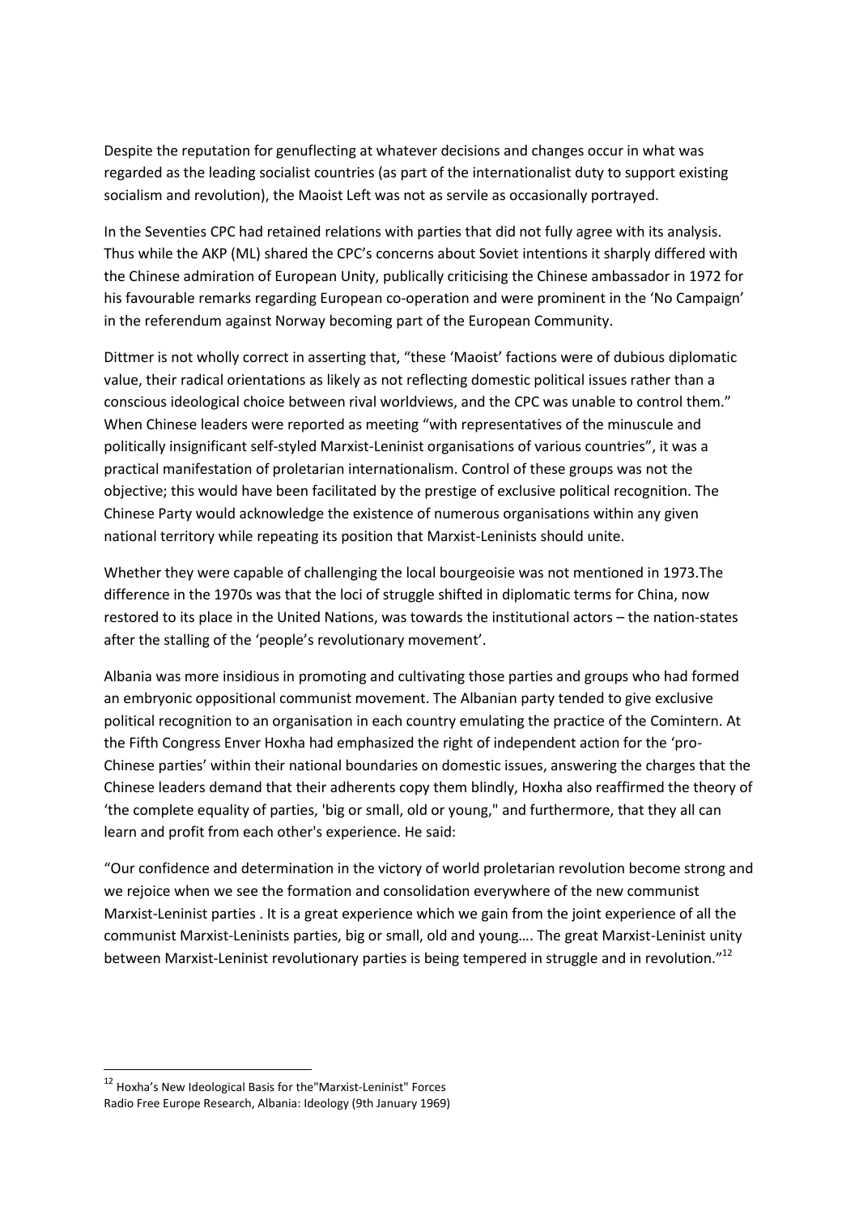Despite the reputation for genuflecting at whatever decisions and changes occur in what was regarded as the leading socialist countries (as part of the internationalist duty to support existing socialism and revolution), the Maoist Left was not as servile as occasionally portrayed.

In the Seventies CPC had retained relations with parties that did not fully agree with its analysis. Thus while the AKP (ML) shared the CPC's concerns about Soviet intentions it sharply differed with the Chinese admiration of European Unity, publically criticising the Chinese ambassador in 1972 for his favourable remarks regarding European co-operation and were prominent in the 'No Campaign' in the referendum against Norway becoming part of the European Community.

Dittmer is not wholly correct in asserting that, "these 'Maoist' factions were of dubious diplomatic value, their radical orientations as likely as not reflecting domestic political issues rather than a conscious ideological choice between rival worldviews, and the CPC was unable to control them." When Chinese leaders were reported as meeting "with representatives of the minuscule and politically insignificant self-styled Marxist-Leninist organisations of various countries", it was a practical manifestation of proletarian internationalism. Control of these groups was not the objective; this would have been facilitated by the prestige of exclusive political recognition. The Chinese Party would acknowledge the existence of numerous organisations within any given national territory while repeating its position that Marxist-Leninists should unite.

Whether they were capable of challenging the local bourgeoisie was not mentioned in 1973.The difference in the 1970s was that the loci of struggle shifted in diplomatic terms for China, now restored to its place in the United Nations, was towards the institutional actors – the nation-states after the stalling of the 'people's revolutionary movement'.

Albania was more insidious in promoting and cultivating those parties and groups who had formed an embryonic oppositional communist movement. The Albanian party tended to give exclusive political recognition to an organisation in each country emulating the practice of the Comintern. At the Fifth Congress Enver Hoxha had emphasized the right of independent action for the 'pro-Chinese parties' within their national boundaries on domestic issues, answering the charges that the Chinese leaders demand that their adherents copy them blindly, Hoxha also reaffirmed the theory of 'the complete equality of parties, 'big or small, old or young," and furthermore, that they all can learn and profit from each other's experience. He said:

"Our confidence and determination in the victory of world proletarian revolution become strong and we rejoice when we see the formation and consolidation everywhere of the new communist Marxist-Leninist parties . It is a great experience which we gain from the joint experience of all the communist Marxist-Leninists parties, big or small, old and young…. The great Marxist-Leninist unity between Marxist-Leninist revolutionary parties is being tempered in struggle and in revolution."[12]

---

[12] Hoxha's New Ideological Basis for the"Marxist-Leninist" Forces
Radio Free Europe Research, Albania: Ideology (9th January 1969)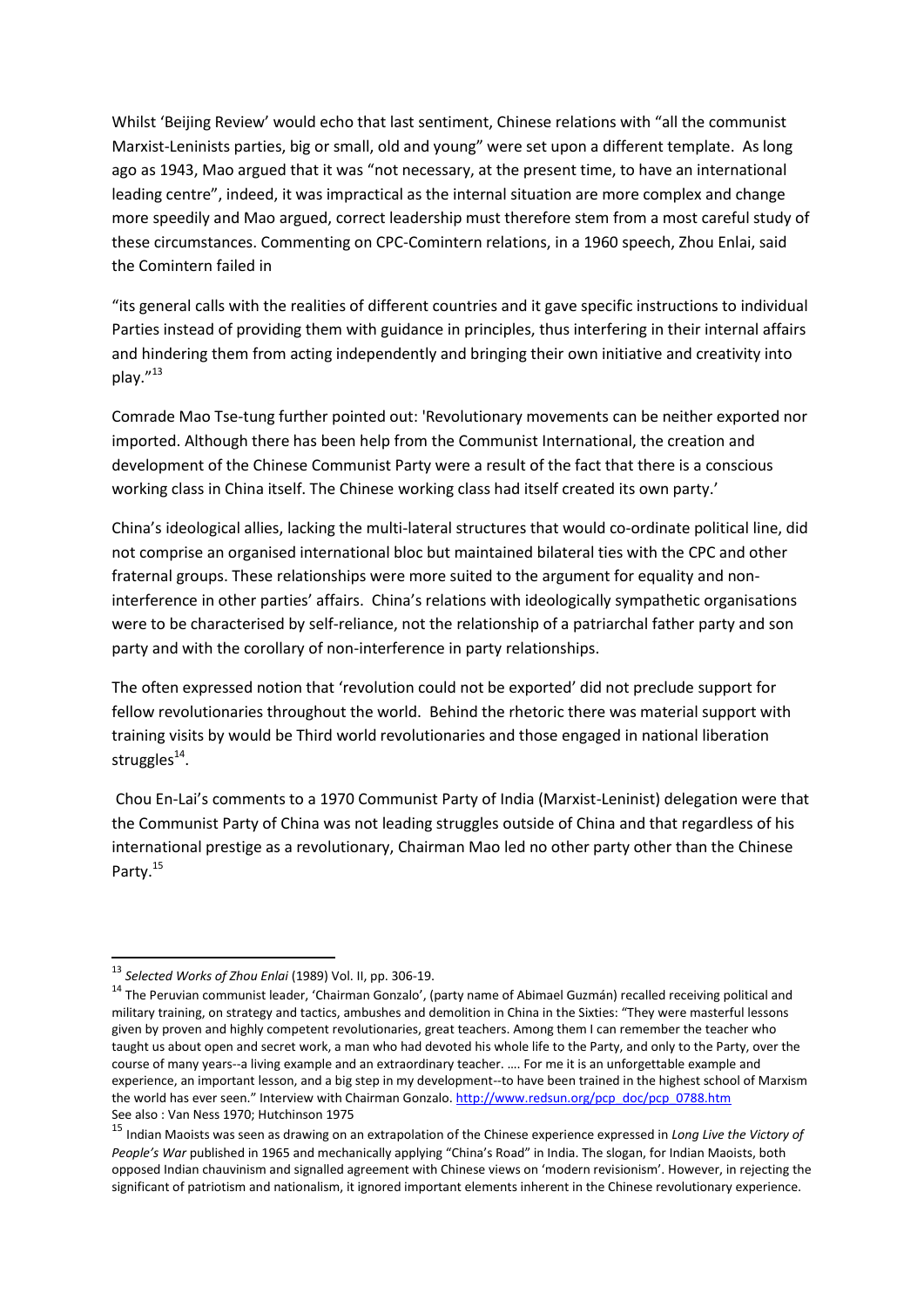Whilst 'Beijing Review' would echo that last sentiment, Chinese relations with "all the communist Marxist-Leninists parties, big or small, old and young" were set upon a different template. As long ago as 1943, Mao argued that it was "not necessary, at the present time, to have an international leading centre", indeed, it was impractical as the internal situation are more complex and change more speedily and Mao argued, correct leadership must therefore stem from a most careful study of these circumstances. Commenting on CPC-Comintern relations, in a 1960 speech, Zhou Enlai, said the Comintern failed in

"its general calls with the realities of different countries and it gave specific instructions to individual Parties instead of providing them with guidance in principles, thus interfering in their internal affairs and hindering them from acting independently and bringing their own initiative and creativity into play."[13]

Comrade Mao Tse-tung further pointed out: 'Revolutionary movements can be neither exported nor imported. Although there has been help from the Communist International, the creation and development of the Chinese Communist Party were a result of the fact that there is a conscious working class in China itself. The Chinese working class had itself created its own party.'

China's ideological allies, lacking the multi-lateral structures that would co-ordinate political line, did not comprise an organised international bloc but maintained bilateral ties with the CPC and other fraternal groups. These relationships were more suited to the argument for equality and non-interference in other parties' affairs. China's relations with ideologically sympathetic organisations were to be characterised by self-reliance, not the relationship of a patriarchal father party and son party and with the corollary of non-interference in party relationships.

The often expressed notion that 'revolution could not be exported' did not preclude support for fellow revolutionaries throughout the world. Behind the rhetoric there was material support with training visits by would be Third world revolutionaries and those engaged in national liberation struggles[14].

Chou En-Lai's comments to a 1970 Communist Party of India (Marxist-Leninist) delegation were that the Communist Party of China was not leading struggles outside of China and that regardless of his international prestige as a revolutionary, Chairman Mao led no other party other than the Chinese Party.[15]

---

[13] *Selected Works of Zhou Enlai* (1989) Vol. II, pp. 306-19.

[14] The Peruvian communist leader, 'Chairman Gonzalo', (party name of Abimael Guzmán) recalled receiving political and military training, on strategy and tactics, ambushes and demolition in China in the Sixties: "They were masterful lessons given by proven and highly competent revolutionaries, great teachers. Among them I can remember the teacher who taught us about open and secret work, a man who had devoted his whole life to the Party, and only to the Party, over the course of many years--a living example and an extraordinary teacher. …. For me it is an unforgettable example and experience, an important lesson, and a big step in my development--to have been trained in the highest school of Marxism the world has ever seen." Interview with Chairman Gonzalo. http://www.redsun.org/pcp_doc/pcp_0788.htm
See also : Van Ness 1970; Hutchinson 1975

[15] Indian Maoists was seen as drawing on an extrapolation of the Chinese experience expressed in *Long Live the Victory of People's War* published in 1965 and mechanically applying "China's Road" in India. The slogan, for Indian Maoists, both opposed Indian chauvinism and signalled agreement with Chinese views on 'modern revisionism'. However, in rejecting the significant of patriotism and nationalism, it ignored important elements inherent in the Chinese revolutionary experience.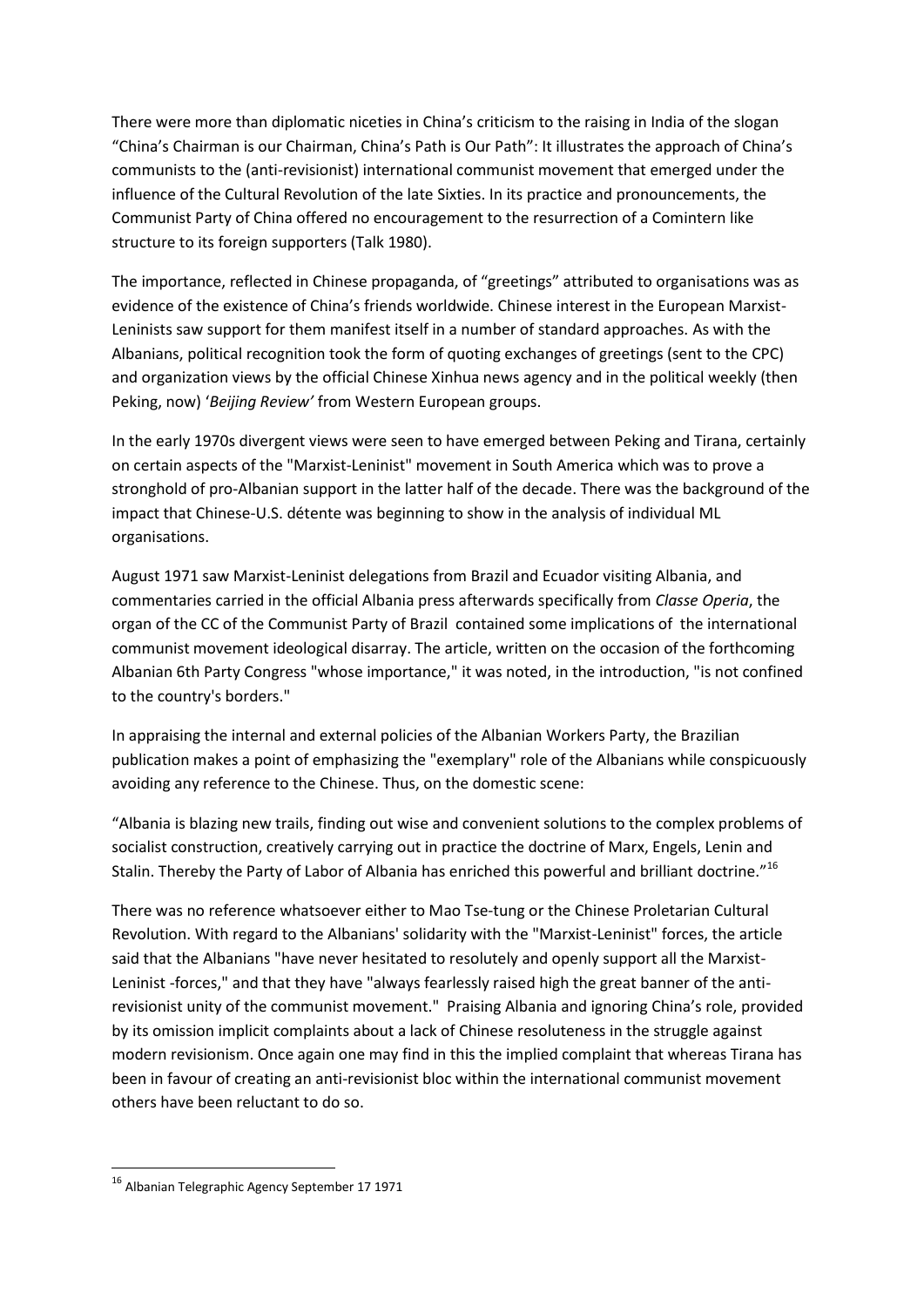There were more than diplomatic niceties in China's criticism to the raising in India of the slogan "China's Chairman is our Chairman, China's Path is Our Path": It illustrates the approach of China's communists to the (anti-revisionist) international communist movement that emerged under the influence of the Cultural Revolution of the late Sixties. In its practice and pronouncements, the Communist Party of China offered no encouragement to the resurrection of a Comintern like structure to its foreign supporters (Talk 1980).

The importance, reflected in Chinese propaganda, of "greetings" attributed to organisations was as evidence of the existence of China's friends worldwide. Chinese interest in the European Marxist-Leninists saw support for them manifest itself in a number of standard approaches. As with the Albanians, political recognition took the form of quoting exchanges of greetings (sent to the CPC) and organization views by the official Chinese Xinhua news agency and in the political weekly (then Peking, now) '*Beijing Review'* from Western European groups.

In the early 1970s divergent views were seen to have emerged between Peking and Tirana, certainly on certain aspects of the "Marxist-Leninist" movement in South America which was to prove a stronghold of pro-Albanian support in the latter half of the decade. There was the background of the impact that Chinese-U.S. détente was beginning to show in the analysis of individual ML organisations.

August 1971 saw Marxist-Leninist delegations from Brazil and Ecuador visiting Albania, and commentaries carried in the official Albania press afterwards specifically from *Classe Operia*, the organ of the CC of the Communist Party of Brazil contained some implications of the international communist movement ideological disarray. The article, written on the occasion of the forthcoming Albanian 6th Party Congress "whose importance," it was noted, in the introduction, "is not confined to the country's borders."

In appraising the internal and external policies of the Albanian Workers Party, the Brazilian publication makes a point of emphasizing the "exemplary" role of the Albanians while conspicuously avoiding any reference to the Chinese. Thus, on the domestic scene:

"Albania is blazing new trails, finding out wise and convenient solutions to the complex problems of socialist construction, creatively carrying out in practice the doctrine of Marx, Engels, Lenin and Stalin. Thereby the Party of Labor of Albania has enriched this powerful and brilliant doctrine."[16]

There was no reference whatsoever either to Mao Tse-tung or the Chinese Proletarian Cultural Revolution. With regard to the Albanians' solidarity with the "Marxist-Leninist" forces, the article said that the Albanians "have never hesitated to resolutely and openly support all the Marxist-Leninist -forces," and that they have "always fearlessly raised high the great banner of the anti-revisionist unity of the communist movement." Praising Albania and ignoring China's role, provided by its omission implicit complaints about a lack of Chinese resoluteness in the struggle against modern revisionism. Once again one may find in this the implied complaint that whereas Tirana has been in favour of creating an anti-revisionist bloc within the international communist movement others have been reluctant to do so.

---

[16] Albanian Telegraphic Agency September 17 1971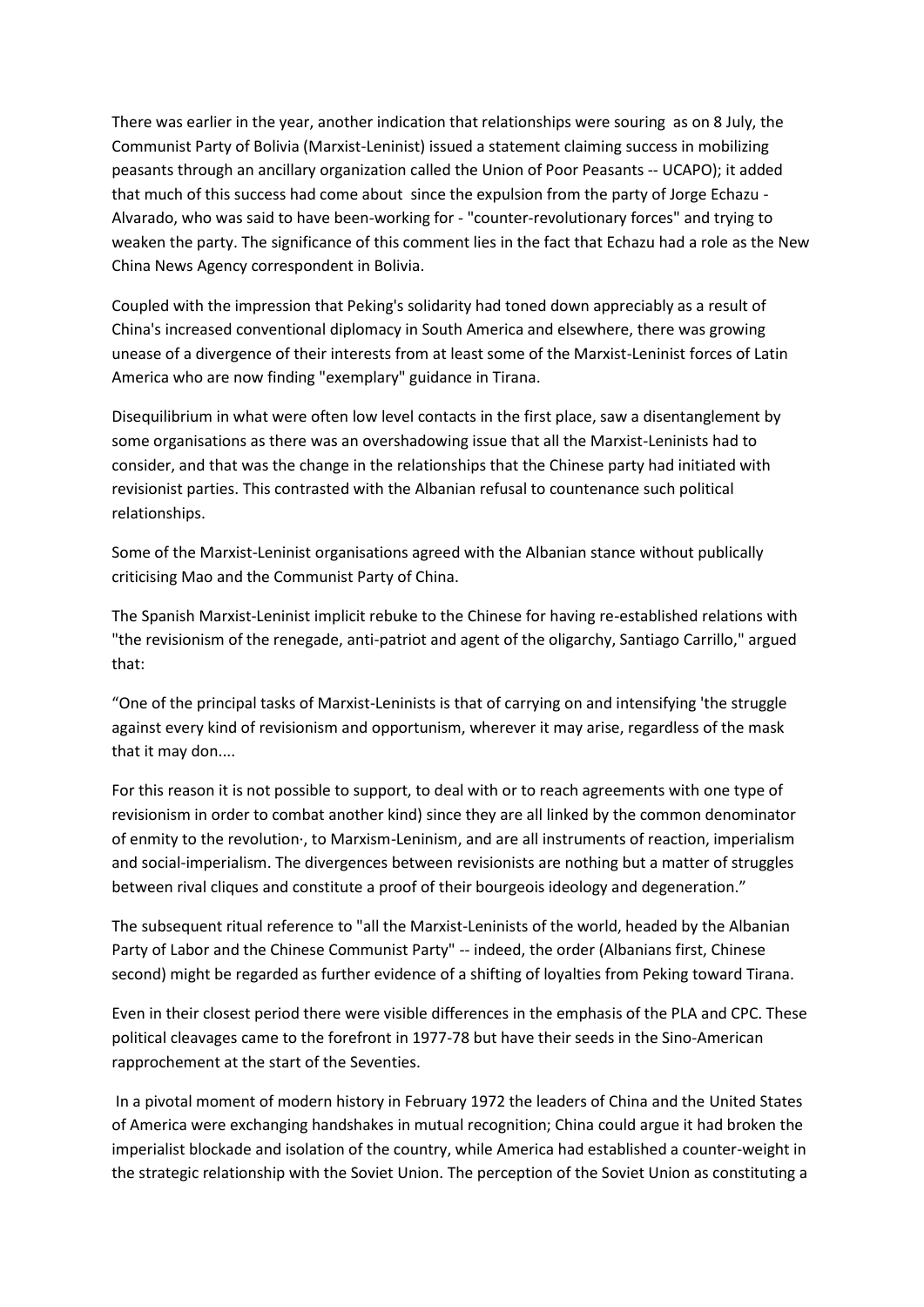There was earlier in the year, another indication that relationships were souring  as on 8 July, the Communist Party of Bolivia (Marxist-Leninist) issued a statement claiming success in mobilizing peasants through an ancillary organization called the Union of Poor Peasants -- UCAPO); it added that much of this success had come about  since the expulsion from the party of Jorge Echazu - Alvarado, who was said to have been-working for - "counter-revolutionary forces" and trying to weaken the party. The significance of this comment lies in the fact that Echazu had a role as the New China News Agency correspondent in Bolivia.

Coupled with the impression that Peking's solidarity had toned down appreciably as a result of China's increased conventional diplomacy in South America and elsewhere, there was growing unease of a divergence of their interests from at least some of the Marxist-Leninist forces of Latin America who are now finding "exemplary" guidance in Tirana.

Disequilibrium in what were often low level contacts in the first place, saw a disentanglement by some organisations as there was an overshadowing issue that all the Marxist-Leninists had to consider, and that was the change in the relationships that the Chinese party had initiated with revisionist parties. This contrasted with the Albanian refusal to countenance such political relationships.

Some of the Marxist-Leninist organisations agreed with the Albanian stance without publically criticising Mao and the Communist Party of China.

The Spanish Marxist-Leninist implicit rebuke to the Chinese for having re-established relations with "the revisionism of the renegade, anti-patriot and agent of the oligarchy, Santiago Carrillo," argued that:

"One of the principal tasks of Marxist-Leninists is that of carrying on and intensifying 'the struggle against every kind of revisionism and opportunism, wherever it may arise, regardless of the mask that it may don....

For this reason it is not possible to support, to deal with or to reach agreements with one type of revisionism in order to combat another kind) since they are all linked by the common denominator of enmity to the revolution·, to Marxism-Leninism, and are all instruments of reaction, imperialism and social-imperialism. The divergences between revisionists are nothing but a matter of struggles between rival cliques and constitute a proof of their bourgeois ideology and degeneration."

The subsequent ritual reference to "all the Marxist-Leninists of the world, headed by the Albanian Party of Labor and the Chinese Communist Party" -- indeed, the order (Albanians first, Chinese second) might be regarded as further evidence of a shifting of loyalties from Peking toward Tirana.

Even in their closest period there were visible differences in the emphasis of the PLA and CPC. These political cleavages came to the forefront in 1977-78 but have their seeds in the Sino-American rapprochement at the start of the Seventies.

In a pivotal moment of modern history in February 1972 the leaders of China and the United States of America were exchanging handshakes in mutual recognition; China could argue it had broken the imperialist blockade and isolation of the country, while America had established a counter-weight in the strategic relationship with the Soviet Union. The perception of the Soviet Union as constituting a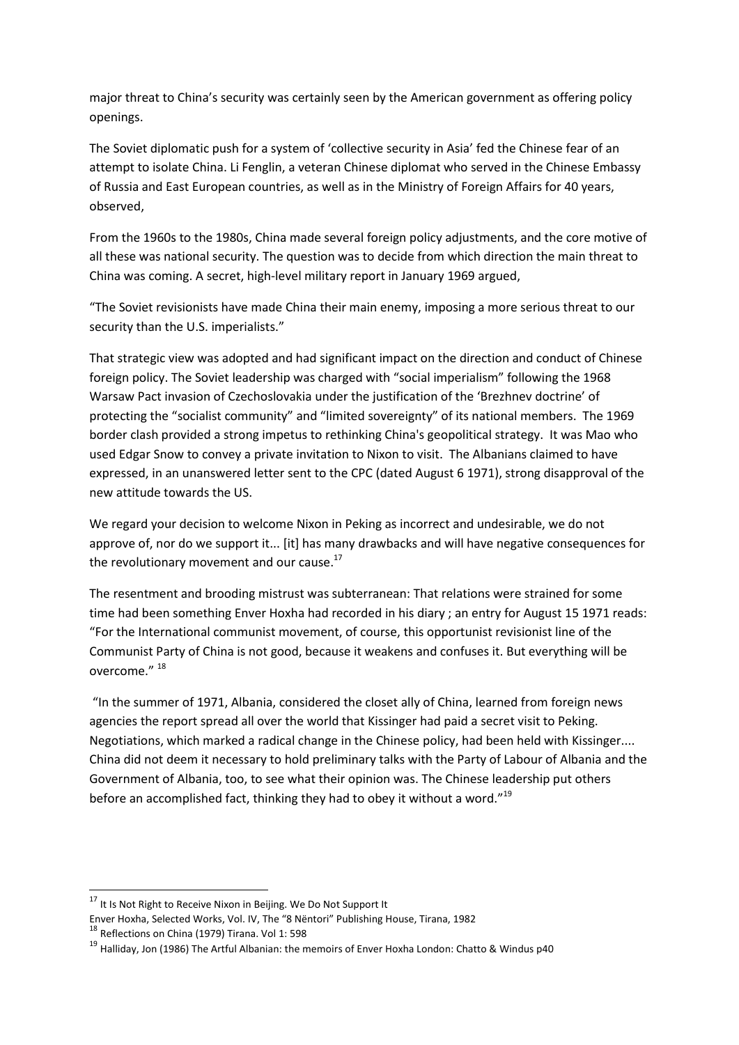major threat to China's security was certainly seen by the American government as offering policy openings.

The Soviet diplomatic push for a system of 'collective security in Asia' fed the Chinese fear of an attempt to isolate China. Li Fenglin, a veteran Chinese diplomat who served in the Chinese Embassy of Russia and East European countries, as well as in the Ministry of Foreign Affairs for 40 years, observed,

From the 1960s to the 1980s, China made several foreign policy adjustments, and the core motive of all these was national security. The question was to decide from which direction the main threat to China was coming. A secret, high-level military report in January 1969 argued,

"The Soviet revisionists have made China their main enemy, imposing a more serious threat to our security than the U.S. imperialists."

That strategic view was adopted and had significant impact on the direction and conduct of Chinese foreign policy. The Soviet leadership was charged with "social imperialism" following the 1968 Warsaw Pact invasion of Czechoslovakia under the justification of the 'Brezhnev doctrine' of protecting the "socialist community" and "limited sovereignty" of its national members. The 1969 border clash provided a strong impetus to rethinking China's geopolitical strategy. It was Mao who used Edgar Snow to convey a private invitation to Nixon to visit. The Albanians claimed to have expressed, in an unanswered letter sent to the CPC (dated August 6 1971), strong disapproval of the new attitude towards the US.

We regard your decision to welcome Nixon in Peking as incorrect and undesirable, we do not approve of, nor do we support it... [it] has many drawbacks and will have negative consequences for the revolutionary movement and our cause.[17]

The resentment and brooding mistrust was subterranean: That relations were strained for some time had been something Enver Hoxha had recorded in his diary ; an entry for August 15 1971 reads: "For the International communist movement, of course, this opportunist revisionist line of the Communist Party of China is not good, because it weakens and confuses it. But everything will be overcome." [18]

"In the summer of 1971, Albania, considered the closet ally of China, learned from foreign news agencies the report spread all over the world that Kissinger had paid a secret visit to Peking. Negotiations, which marked a radical change in the Chinese policy, had been held with Kissinger.... China did not deem it necessary to hold preliminary talks with the Party of Labour of Albania and the Government of Albania, too, to see what their opinion was. The Chinese leadership put others before an accomplished fact, thinking they had to obey it without a word."[19]

---

[17] It Is Not Right to Receive Nixon in Beijing. We Do Not Support It
Enver Hoxha, Selected Works, Vol. IV, The "8 Nëntori" Publishing House, Tirana, 1982

[18] Reflections on China (1979) Tirana. Vol 1: 598

[19] Halliday, Jon (1986) The Artful Albanian: the memoirs of Enver Hoxha London: Chatto & Windus p40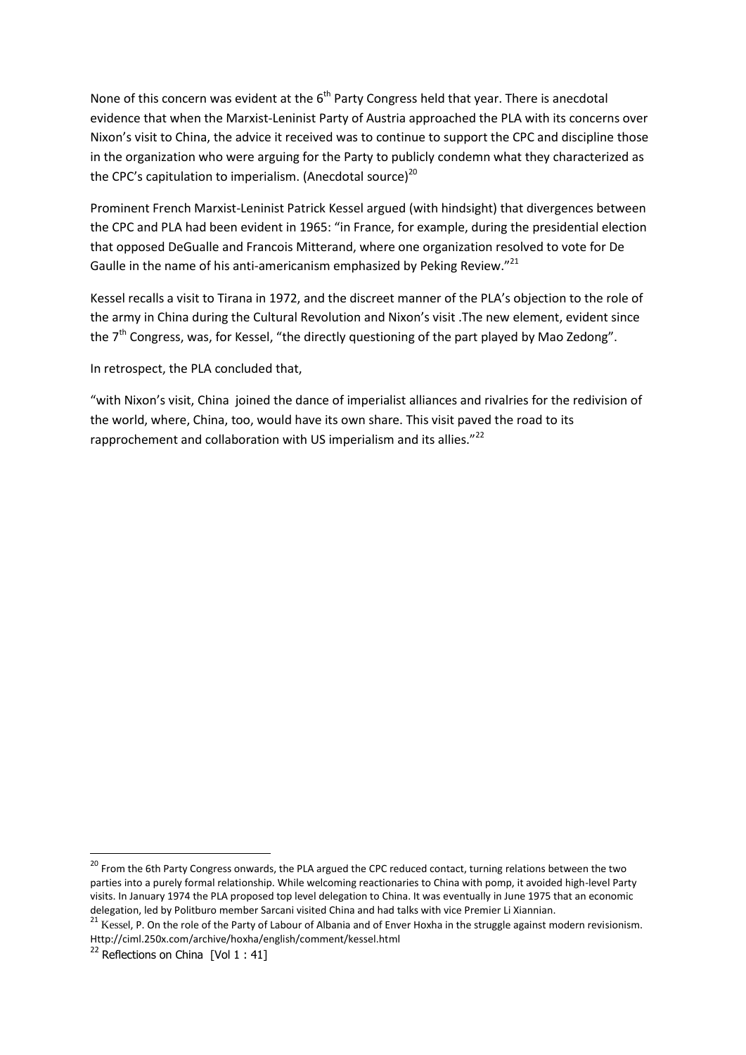None of this concern was evident at the 6th Party Congress held that year. There is anecdotal evidence that when the Marxist-Leninist Party of Austria approached the PLA with its concerns over Nixon's visit to China, the advice it received was to continue to support the CPC and discipline those in the organization who were arguing for the Party to publicly condemn what they characterized as the CPC's capitulation to imperialism. (Anecdotal source)[20]

Prominent French Marxist-Leninist Patrick Kessel argued (with hindsight) that divergences between the CPC and PLA had been evident in 1965: "in France, for example, during the presidential election that opposed DeGualle and Francois Mitterand, where one organization resolved to vote for De Gaulle in the name of his anti-americanism emphasized by Peking Review."[21]

Kessel recalls a visit to Tirana in 1972, and the discreet manner of the PLA's objection to the role of the army in China during the Cultural Revolution and Nixon's visit .The new element, evident since the 7th Congress, was, for Kessel, "the directly questioning of the part played by Mao Zedong".

In retrospect, the PLA concluded that,

"with Nixon's visit, China joined the dance of imperialist alliances and rivalries for the redivision of the world, where, China, too, would have its own share. This visit paved the road to its rapprochement and collaboration with US imperialism and its allies."[22]

---

[20] From the 6th Party Congress onwards, the PLA argued the CPC reduced contact, turning relations between the two parties into a purely formal relationship. While welcoming reactionaries to China with pomp, it avoided high-level Party visits. In January 1974 the PLA proposed top level delegation to China. It was eventually in June 1975 that an economic delegation, led by Politburo member Sarcani visited China and had talks with vice Premier Li Xiannian.

[21] Kessel, P. On the role of the Party of Labour of Albania and of Enver Hoxha in the struggle against modern revisionism. Http://ciml.250x.com/archive/hoxha/english/comment/kessel.html

[22] Reflections on China [Vol 1 : 41]